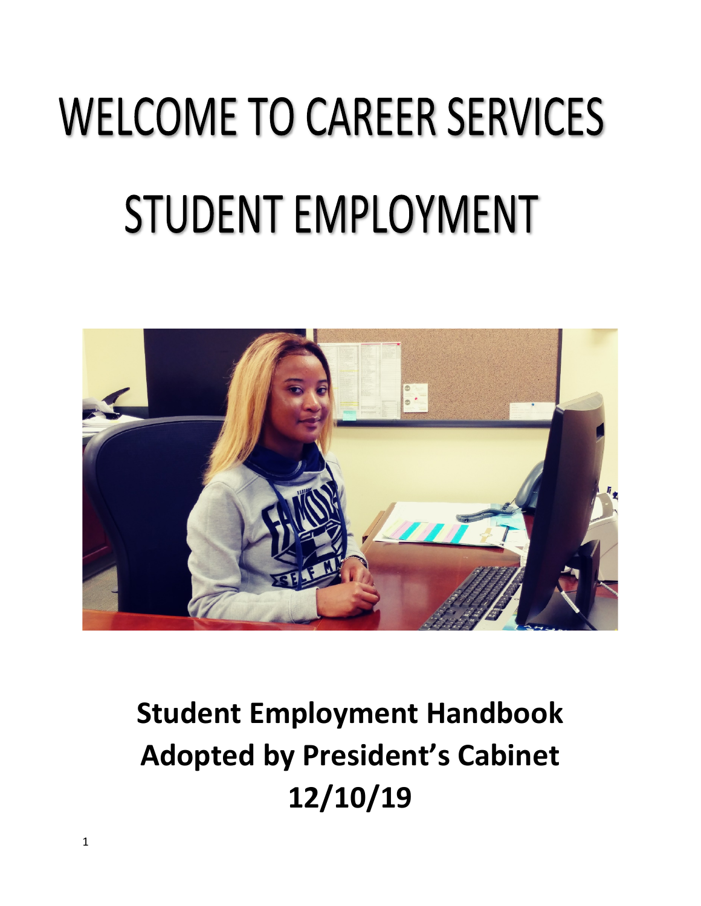# WELCOME TO CAREER SERVICES STUDENT EMPLOYMENT

**Student Employment Handbook**
**Adopted by President's Cabinet**
**12/10/19**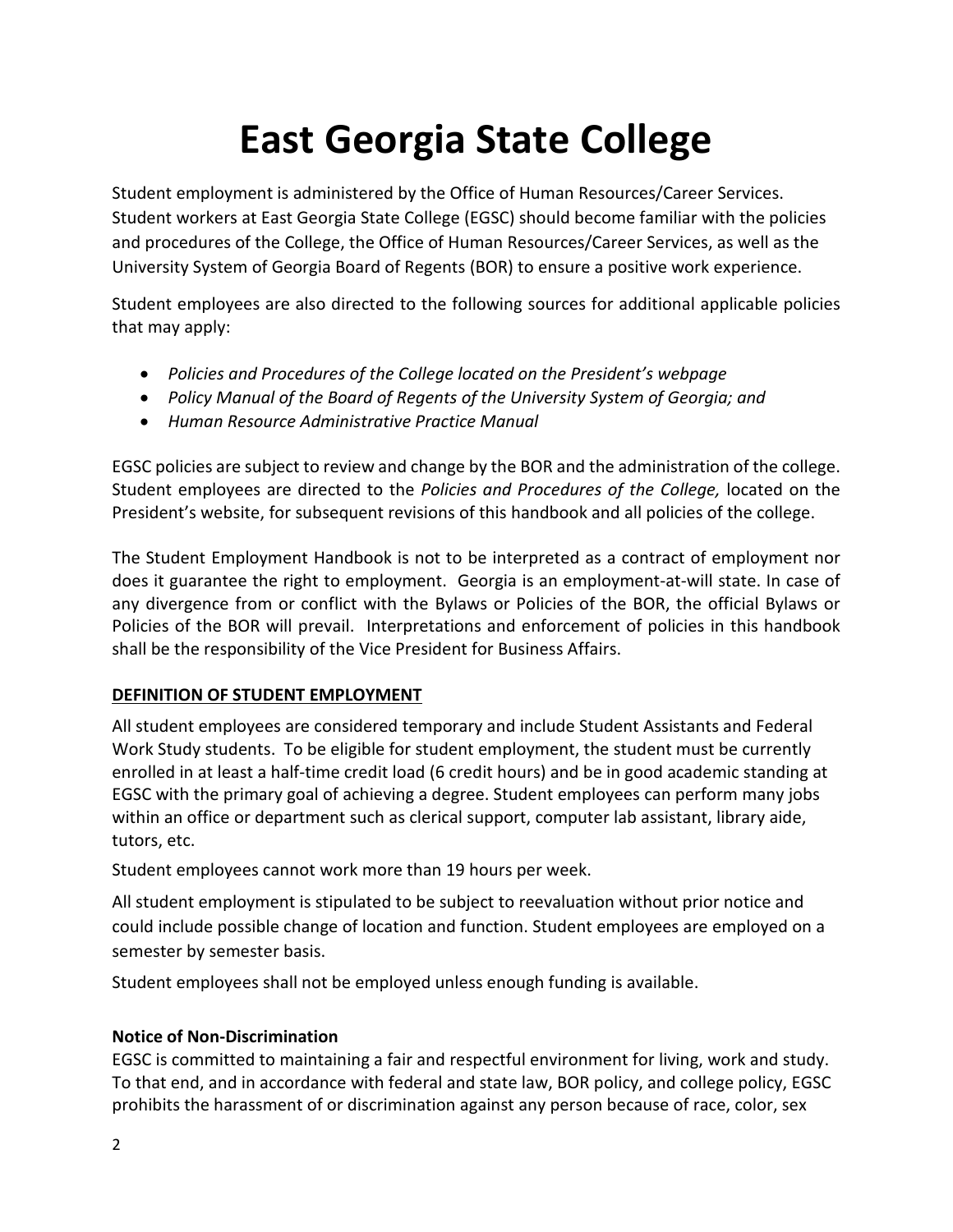# East Georgia State College

Student employment is administered by the Office of Human Resources/Career Services. Student workers at East Georgia State College (EGSC) should become familiar with the policies and procedures of the College, the Office of Human Resources/Career Services, as well as the University System of Georgia Board of Regents (BOR) to ensure a positive work experience.

Student employees are also directed to the following sources for additional applicable policies that may apply:

- *Policies and Procedures of the College located on the President's webpage*
- *Policy Manual of the Board of Regents of the University System of Georgia; and*
- *Human Resource Administrative Practice Manual*

EGSC policies are subject to review and change by the BOR and the administration of the college. Student employees are directed to the *Policies and Procedures of the College,* located on the President's website, for subsequent revisions of this handbook and all policies of the college.

The Student Employment Handbook is not to be interpreted as a contract of employment nor does it guarantee the right to employment. Georgia is an employment-at-will state. In case of any divergence from or conflict with the Bylaws or Policies of the BOR, the official Bylaws or Policies of the BOR will prevail. Interpretations and enforcement of policies in this handbook shall be the responsibility of the Vice President for Business Affairs.

## DEFINITION OF STUDENT EMPLOYMENT

All student employees are considered temporary and include Student Assistants and Federal Work Study students. To be eligible for student employment, the student must be currently enrolled in at least a half-time credit load (6 credit hours) and be in good academic standing at EGSC with the primary goal of achieving a degree. Student employees can perform many jobs within an office or department such as clerical support, computer lab assistant, library aide, tutors, etc.

Student employees cannot work more than 19 hours per week.

All student employment is stipulated to be subject to reevaluation without prior notice and could include possible change of location and function. Student employees are employed on a semester by semester basis.

Student employees shall not be employed unless enough funding is available.

### Notice of Non-Discrimination

EGSC is committed to maintaining a fair and respectful environment for living, work and study. To that end, and in accordance with federal and state law, BOR policy, and college policy, EGSC prohibits the harassment of or discrimination against any person because of race, color, sex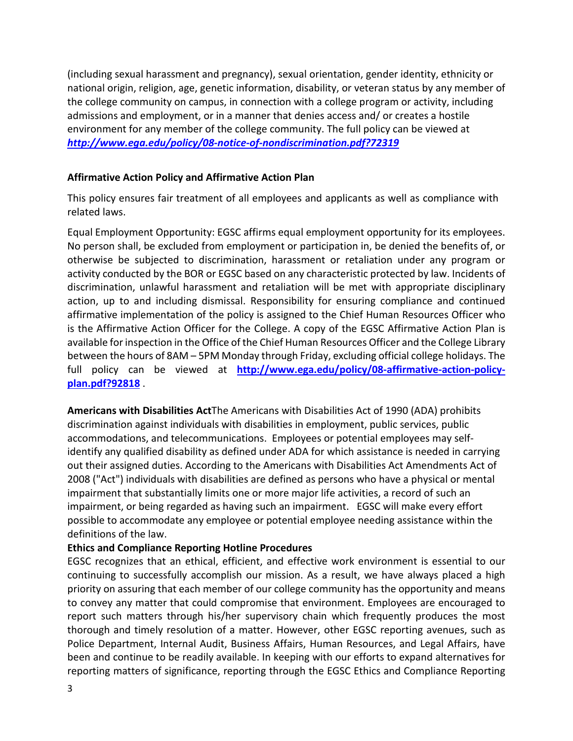(including sexual harassment and pregnancy), sexual orientation, gender identity, ethnicity or national origin, religion, age, genetic information, disability, or veteran status by any member of the college community on campus, in connection with a college program or activity, including admissions and employment, or in a manner that denies access and/ or creates a hostile environment for any member of the college community. The full policy can be viewed at ***http://www.ega.edu/policy/08-notice-of-nondiscrimination.pdf?72319***

**Affirmative Action Policy and Affirmative Action Plan**

This policy ensures fair treatment of all employees and applicants as well as compliance with related laws.

Equal Employment Opportunity: EGSC affirms equal employment opportunity for its employees. No person shall, be excluded from employment or participation in, be denied the benefits of, or otherwise be subjected to discrimination, harassment or retaliation under any program or activity conducted by the BOR or EGSC based on any characteristic protected by law. Incidents of discrimination, unlawful harassment and retaliation will be met with appropriate disciplinary action, up to and including dismissal. Responsibility for ensuring compliance and continued affirmative implementation of the policy is assigned to the Chief Human Resources Officer who is the Affirmative Action Officer for the College. A copy of the EGSC Affirmative Action Plan is available for inspection in the Office of the Chief Human Resources Officer and the College Library between the hours of 8AM – 5PM Monday through Friday, excluding official college holidays. The full policy can be viewed at **http://www.ega.edu/policy/08-affirmative-action-policy-plan.pdf?92818** .

**Americans with Disabilities Act**The Americans with Disabilities Act of 1990 (ADA) prohibits discrimination against individuals with disabilities in employment, public services, public accommodations, and telecommunications. Employees or potential employees may self-identify any qualified disability as defined under ADA for which assistance is needed in carrying out their assigned duties. According to the Americans with Disabilities Act Amendments Act of 2008 ("Act") individuals with disabilities are defined as persons who have a physical or mental impairment that substantially limits one or more major life activities, a record of such an impairment, or being regarded as having such an impairment. EGSC will make every effort possible to accommodate any employee or potential employee needing assistance within the definitions of the law.

**Ethics and Compliance Reporting Hotline Procedures**

EGSC recognizes that an ethical, efficient, and effective work environment is essential to our continuing to successfully accomplish our mission. As a result, we have always placed a high priority on assuring that each member of our college community has the opportunity and means to convey any matter that could compromise that environment. Employees are encouraged to report such matters through his/her supervisory chain which frequently produces the most thorough and timely resolution of a matter. However, other EGSC reporting avenues, such as Police Department, Internal Audit, Business Affairs, Human Resources, and Legal Affairs, have been and continue to be readily available. In keeping with our efforts to expand alternatives for reporting matters of significance, reporting through the EGSC Ethics and Compliance Reporting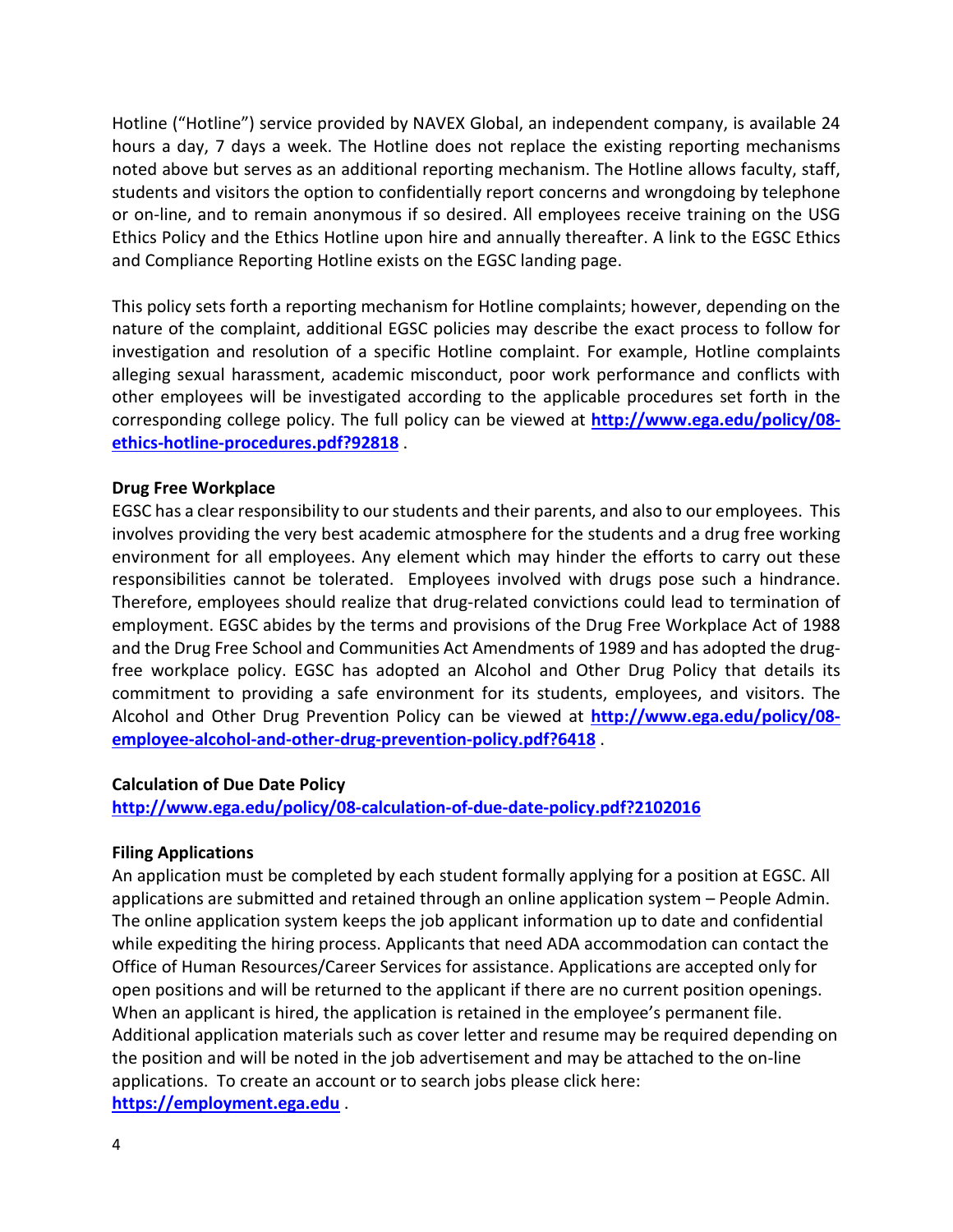Hotline ("Hotline") service provided by NAVEX Global, an independent company, is available 24 hours a day, 7 days a week. The Hotline does not replace the existing reporting mechanisms noted above but serves as an additional reporting mechanism. The Hotline allows faculty, staff, students and visitors the option to confidentially report concerns and wrongdoing by telephone or on-line, and to remain anonymous if so desired. All employees receive training on the USG Ethics Policy and the Ethics Hotline upon hire and annually thereafter. A link to the EGSC Ethics and Compliance Reporting Hotline exists on the EGSC landing page.

This policy sets forth a reporting mechanism for Hotline complaints; however, depending on the nature of the complaint, additional EGSC policies may describe the exact process to follow for investigation and resolution of a specific Hotline complaint. For example, Hotline complaints alleging sexual harassment, academic misconduct, poor work performance and conflicts with other employees will be investigated according to the applicable procedures set forth in the corresponding college policy. The full policy can be viewed at **http://www.ega.edu/policy/08-ethics-hotline-procedures.pdf?92818** .

**Drug Free Workplace**

EGSC has a clear responsibility to our students and their parents, and also to our employees. This involves providing the very best academic atmosphere for the students and a drug free working environment for all employees. Any element which may hinder the efforts to carry out these responsibilities cannot be tolerated. Employees involved with drugs pose such a hindrance. Therefore, employees should realize that drug-related convictions could lead to termination of employment. EGSC abides by the terms and provisions of the Drug Free Workplace Act of 1988 and the Drug Free School and Communities Act Amendments of 1989 and has adopted the drug-free workplace policy. EGSC has adopted an Alcohol and Other Drug Policy that details its commitment to providing a safe environment for its students, employees, and visitors. The Alcohol and Other Drug Prevention Policy can be viewed at **http://www.ega.edu/policy/08-employee-alcohol-and-other-drug-prevention-policy.pdf?6418** .

**Calculation of Due Date Policy**

**http://www.ega.edu/policy/08-calculation-of-due-date-policy.pdf?2102016**

**Filing Applications**

An application must be completed by each student formally applying for a position at EGSC. All applications are submitted and retained through an online application system – People Admin. The online application system keeps the job applicant information up to date and confidential while expediting the hiring process. Applicants that need ADA accommodation can contact the Office of Human Resources/Career Services for assistance. Applications are accepted only for open positions and will be returned to the applicant if there are no current position openings. When an applicant is hired, the application is retained in the employee's permanent file. Additional application materials such as cover letter and resume may be required depending on the position and will be noted in the job advertisement and may be attached to the on-line applications. To create an account or to search jobs please click here: **https://employment.ega.edu** .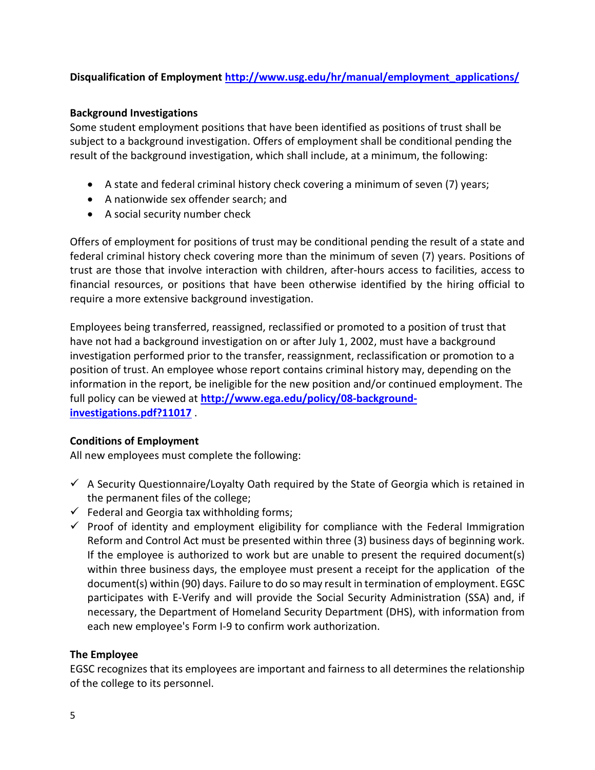**Disqualification of Employment [http://www.usg.edu/hr/manual/employment_applications/](http://www.usg.edu/hr/manual/employment_applications/)**

**Background Investigations**

Some student employment positions that have been identified as positions of trust shall be subject to a background investigation. Offers of employment shall be conditional pending the result of the background investigation, which shall include, at a minimum, the following:

- A state and federal criminal history check covering a minimum of seven (7) years;
- A nationwide sex offender search; and
- A social security number check

Offers of employment for positions of trust may be conditional pending the result of a state and federal criminal history check covering more than the minimum of seven (7) years. Positions of trust are those that involve interaction with children, after-hours access to facilities, access to financial resources, or positions that have been otherwise identified by the hiring official to require a more extensive background investigation.

Employees being transferred, reassigned, reclassified or promoted to a position of trust that have not had a background investigation on or after July 1, 2002, must have a background investigation performed prior to the transfer, reassignment, reclassification or promotion to a position of trust. An employee whose report contains criminal history may, depending on the information in the report, be ineligible for the new position and/or continued employment. The full policy can be viewed at **[http://www.ega.edu/policy/08-background-investigations.pdf?11017](http://www.ega.edu/policy/08-background-investigations.pdf?11017)** .

**Conditions of Employment**

All new employees must complete the following:

- ✓ A Security Questionnaire/Loyalty Oath required by the State of Georgia which is retained in the permanent files of the college;
- ✓ Federal and Georgia tax withholding forms;
- ✓ Proof of identity and employment eligibility for compliance with the Federal Immigration Reform and Control Act must be presented within three (3) business days of beginning work. If the employee is authorized to work but are unable to present the required document(s) within three business days, the employee must present a receipt for the application of the document(s) within (90) days. Failure to do so may result in termination of employment. EGSC participates with E-Verify and will provide the Social Security Administration (SSA) and, if necessary, the Department of Homeland Security Department (DHS), with information from each new employee's Form I-9 to confirm work authorization.

**The Employee**

EGSC recognizes that its employees are important and fairness to all determines the relationship of the college to its personnel.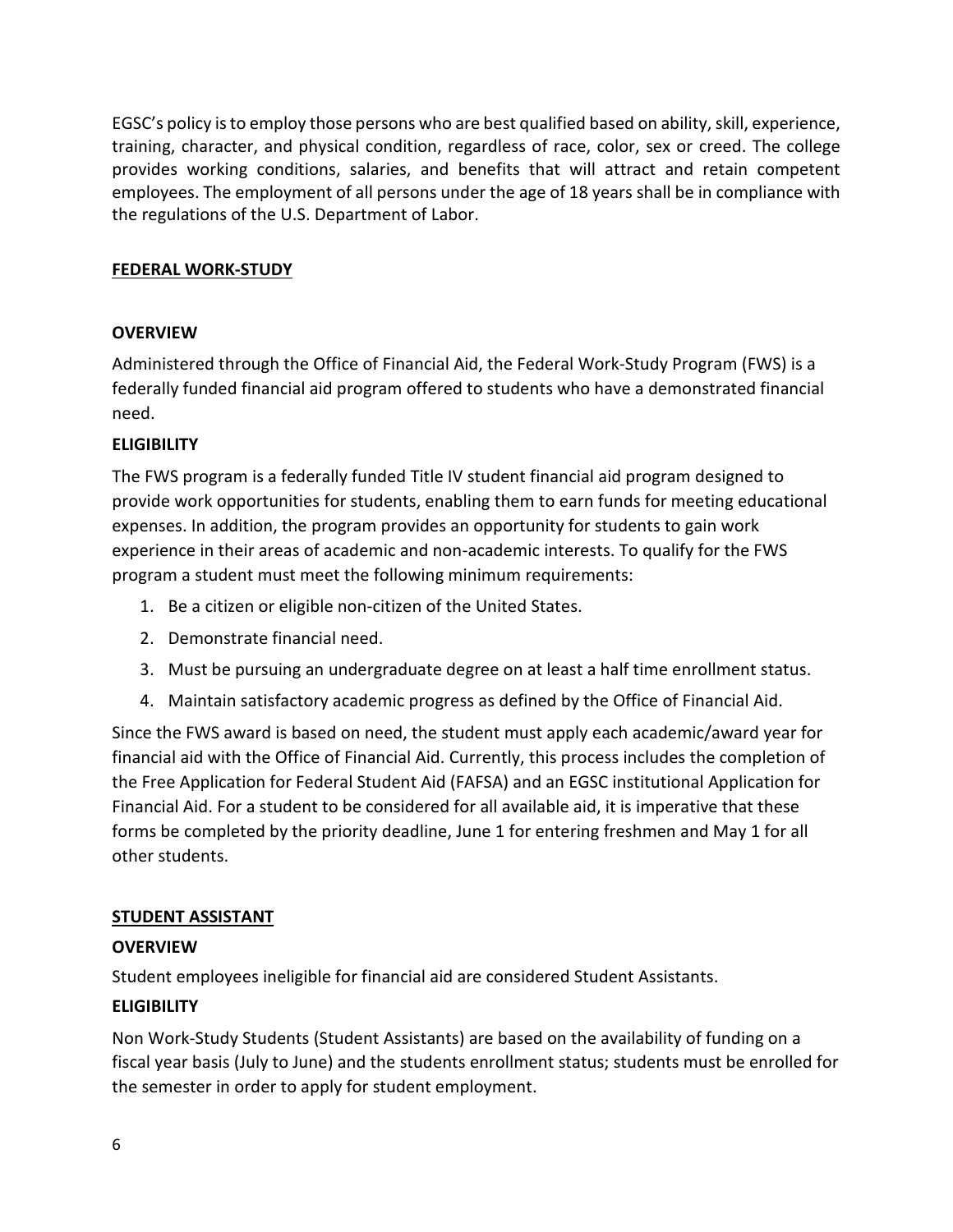EGSC's policy is to employ those persons who are best qualified based on ability, skill, experience, training, character, and physical condition, regardless of race, color, sex or creed. The college provides working conditions, salaries, and benefits that will attract and retain competent employees. The employment of all persons under the age of 18 years shall be in compliance with the regulations of the U.S. Department of Labor.

## FEDERAL WORK-STUDY

### OVERVIEW

Administered through the Office of Financial Aid, the Federal Work-Study Program (FWS) is a federally funded financial aid program offered to students who have a demonstrated financial need.

### ELIGIBILITY

The FWS program is a federally funded Title IV student financial aid program designed to provide work opportunities for students, enabling them to earn funds for meeting educational expenses. In addition, the program provides an opportunity for students to gain work experience in their areas of academic and non-academic interests. To qualify for the FWS program a student must meet the following minimum requirements:

1. Be a citizen or eligible non-citizen of the United States.
2. Demonstrate financial need.
3. Must be pursuing an undergraduate degree on at least a half time enrollment status.
4. Maintain satisfactory academic progress as defined by the Office of Financial Aid.

Since the FWS award is based on need, the student must apply each academic/award year for financial aid with the Office of Financial Aid. Currently, this process includes the completion of the Free Application for Federal Student Aid (FAFSA) and an EGSC institutional Application for Financial Aid. For a student to be considered for all available aid, it is imperative that these forms be completed by the priority deadline, June 1 for entering freshmen and May 1 for all other students.

## STUDENT ASSISTANT

### OVERVIEW

Student employees ineligible for financial aid are considered Student Assistants.

### ELIGIBILITY

Non Work-Study Students (Student Assistants) are based on the availability of funding on a fiscal year basis (July to June) and the students enrollment status; students must be enrolled for the semester in order to apply for student employment.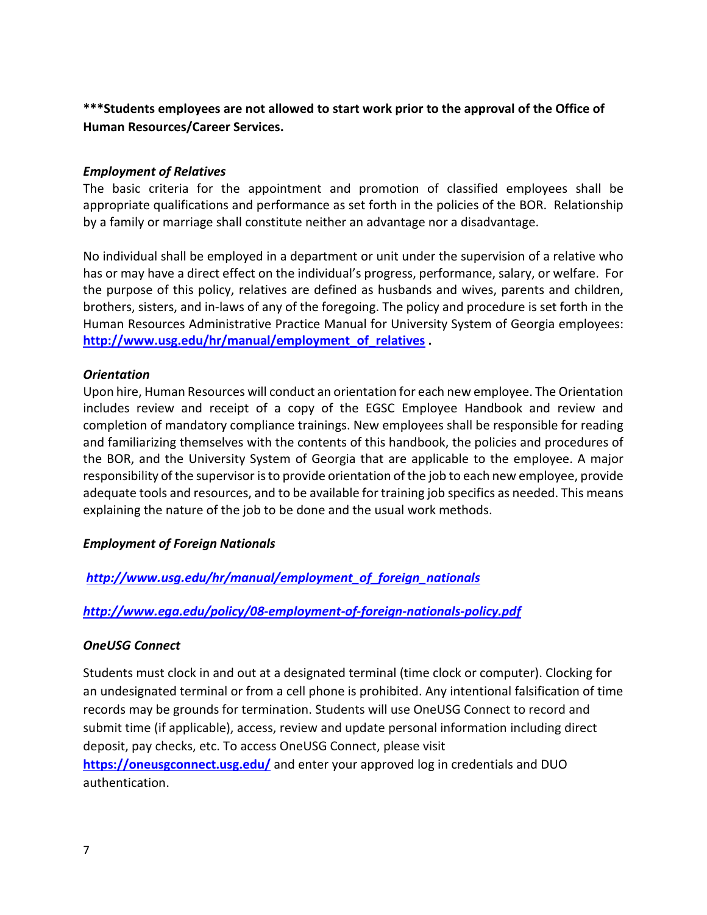***Students employees are not allowed to start work prior to the approval of the Office of Human Resources/Career Services.**

***Employment of Relatives***

The basic criteria for the appointment and promotion of classified employees shall be appropriate qualifications and performance as set forth in the policies of the BOR. Relationship by a family or marriage shall constitute neither an advantage nor a disadvantage.

No individual shall be employed in a department or unit under the supervision of a relative who has or may have a direct effect on the individual's progress, performance, salary, or welfare. For the purpose of this policy, relatives are defined as husbands and wives, parents and children, brothers, sisters, and in-laws of any of the foregoing. The policy and procedure is set forth in the Human Resources Administrative Practice Manual for University System of Georgia employees: **http://www.usg.edu/hr/manual/employment_of_relatives .**

***Orientation***

Upon hire, Human Resources will conduct an orientation for each new employee. The Orientation includes review and receipt of a copy of the EGSC Employee Handbook and review and completion of mandatory compliance trainings. New employees shall be responsible for reading and familiarizing themselves with the contents of this handbook, the policies and procedures of the BOR, and the University System of Georgia that are applicable to the employee. A major responsibility of the supervisor is to provide orientation of the job to each new employee, provide adequate tools and resources, and to be available for training job specifics as needed. This means explaining the nature of the job to be done and the usual work methods.

***Employment of Foreign Nationals***

***http://www.usg.edu/hr/manual/employment_of_foreign_nationals***

***http://www.ega.edu/policy/08-employment-of-foreign-nationals-policy.pdf***

***OneUSG Connect***

Students must clock in and out at a designated terminal (time clock or computer). Clocking for an undesignated terminal or from a cell phone is prohibited. Any intentional falsification of time records may be grounds for termination. Students will use OneUSG Connect to record and submit time (if applicable), access, review and update personal information including direct deposit, pay checks, etc. To access OneUSG Connect, please visit **https://oneusgconnect.usg.edu/** and enter your approved log in credentials and DUO authentication.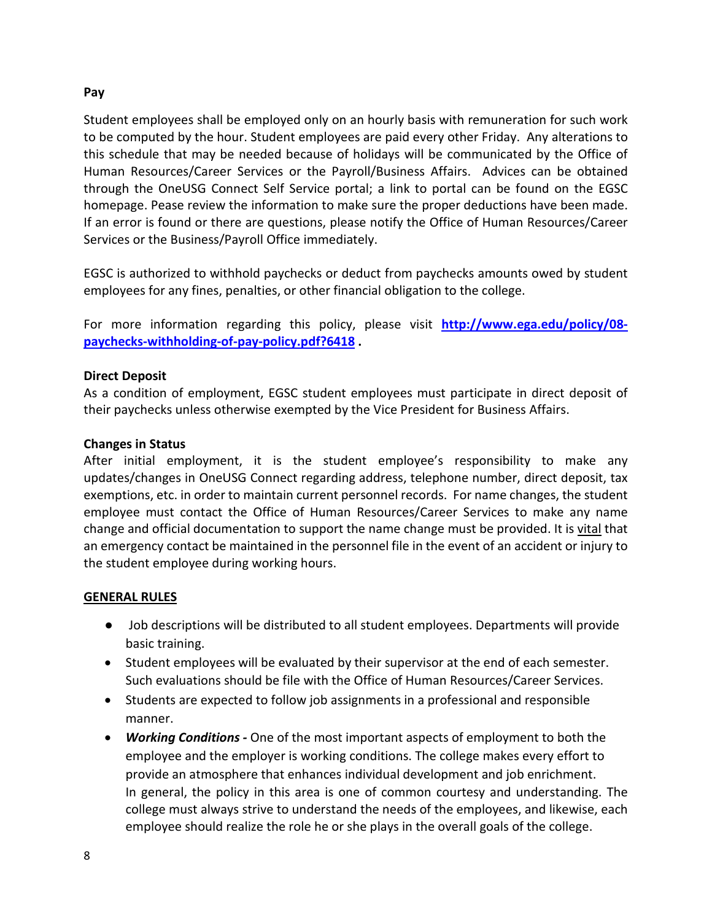**Pay**

Student employees shall be employed only on an hourly basis with remuneration for such work to be computed by the hour. Student employees are paid every other Friday. Any alterations to this schedule that may be needed because of holidays will be communicated by the Office of Human Resources/Career Services or the Payroll/Business Affairs. Advices can be obtained through the OneUSG Connect Self Service portal; a link to portal can be found on the EGSC homepage. Pease review the information to make sure the proper deductions have been made. If an error is found or there are questions, please notify the Office of Human Resources/Career Services or the Business/Payroll Office immediately.

EGSC is authorized to withhold paychecks or deduct from paychecks amounts owed by student employees for any fines, penalties, or other financial obligation to the college.

For more information regarding this policy, please visit **[http://www.ega.edu/policy/08-paychecks-withholding-of-pay-policy.pdf?6418](http://www.ega.edu/policy/08-paychecks-withholding-of-pay-policy.pdf?6418) .**

**Direct Deposit**

As a condition of employment, EGSC student employees must participate in direct deposit of their paychecks unless otherwise exempted by the Vice President for Business Affairs.

**Changes in Status**

After initial employment, it is the student employee's responsibility to make any updates/changes in OneUSG Connect regarding address, telephone number, direct deposit, tax exemptions, etc. in order to maintain current personnel records. For name changes, the student employee must contact the Office of Human Resources/Career Services to make any name change and official documentation to support the name change must be provided. It is vital that an emergency contact be maintained in the personnel file in the event of an accident or injury to the student employee during working hours.

**GENERAL RULES**

- Job descriptions will be distributed to all student employees. Departments will provide basic training.
- Student employees will be evaluated by their supervisor at the end of each semester. Such evaluations should be file with the Office of Human Resources/Career Services.
- Students are expected to follow job assignments in a professional and responsible manner.
- ***Working Conditions -*** One of the most important aspects of employment to both the employee and the employer is working conditions. The college makes every effort to provide an atmosphere that enhances individual development and job enrichment. In general, the policy in this area is one of common courtesy and understanding. The college must always strive to understand the needs of the employees, and likewise, each employee should realize the role he or she plays in the overall goals of the college.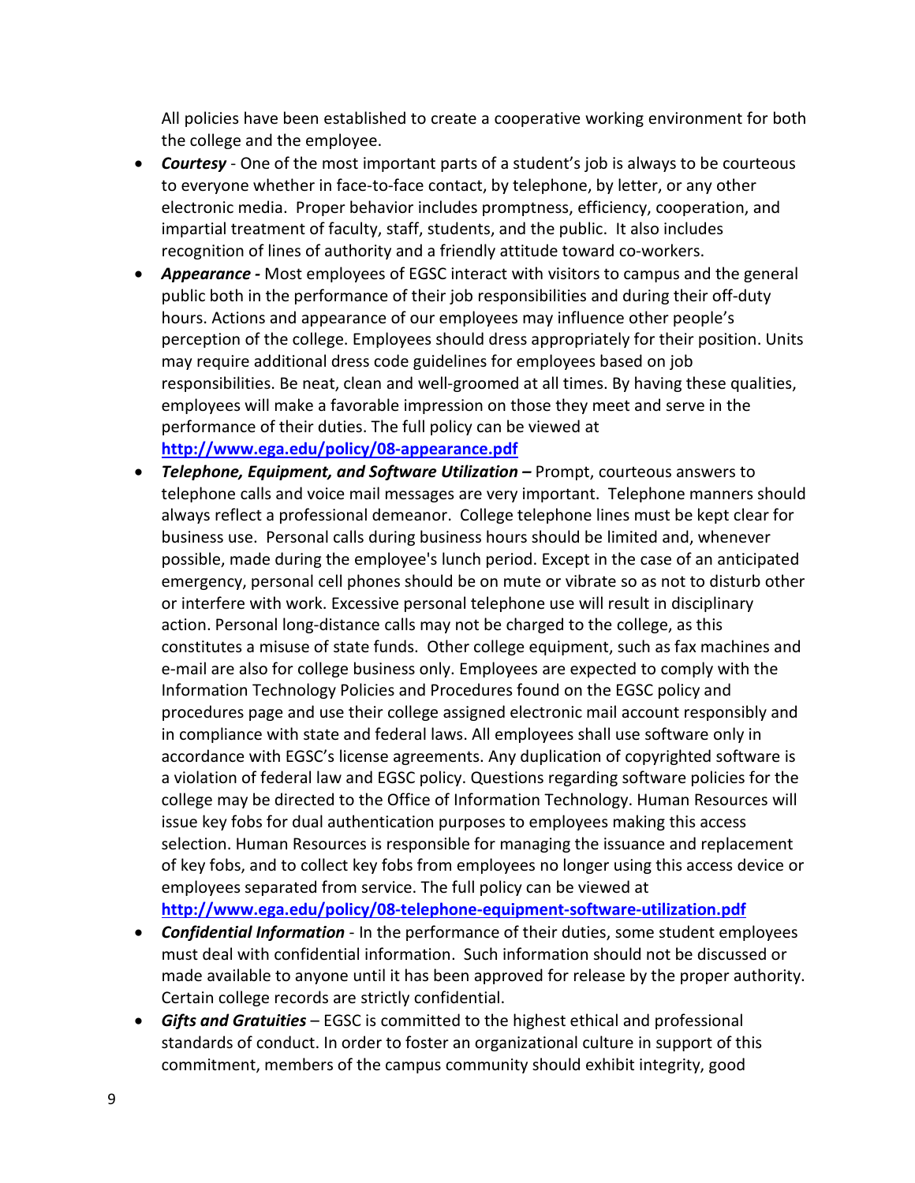All policies have been established to create a cooperative working environment for both the college and the employee.

- ***Courtesy*** - One of the most important parts of a student's job is always to be courteous to everyone whether in face-to-face contact, by telephone, by letter, or any other electronic media. Proper behavior includes promptness, efficiency, cooperation, and impartial treatment of faculty, staff, students, and the public. It also includes recognition of lines of authority and a friendly attitude toward co-workers.
- ***Appearance* -** Most employees of EGSC interact with visitors to campus and the general public both in the performance of their job responsibilities and during their off-duty hours. Actions and appearance of our employees may influence other people's perception of the college. Employees should dress appropriately for their position. Units may require additional dress code guidelines for employees based on job responsibilities. Be neat, clean and well-groomed at all times. By having these qualities, employees will make a favorable impression on those they meet and serve in the performance of their duties. The full policy can be viewed at **http://www.ega.edu/policy/08-appearance.pdf**
- ***Telephone, Equipment, and Software Utilization* –** Prompt, courteous answers to telephone calls and voice mail messages are very important. Telephone manners should always reflect a professional demeanor. College telephone lines must be kept clear for business use. Personal calls during business hours should be limited and, whenever possible, made during the employee's lunch period. Except in the case of an anticipated emergency, personal cell phones should be on mute or vibrate so as not to disturb other or interfere with work. Excessive personal telephone use will result in disciplinary action. Personal long-distance calls may not be charged to the college, as this constitutes a misuse of state funds. Other college equipment, such as fax machines and e-mail are also for college business only. Employees are expected to comply with the Information Technology Policies and Procedures found on the EGSC policy and procedures page and use their college assigned electronic mail account responsibly and in compliance with state and federal laws. All employees shall use software only in accordance with EGSC's license agreements. Any duplication of copyrighted software is a violation of federal law and EGSC policy. Questions regarding software policies for the college may be directed to the Office of Information Technology. Human Resources will issue key fobs for dual authentication purposes to employees making this access selection. Human Resources is responsible for managing the issuance and replacement of key fobs, and to collect key fobs from employees no longer using this access device or employees separated from service. The full policy can be viewed at **http://www.ega.edu/policy/08-telephone-equipment-software-utilization.pdf**
- ***Confidential Information*** - In the performance of their duties, some student employees must deal with confidential information. Such information should not be discussed or made available to anyone until it has been approved for release by the proper authority. Certain college records are strictly confidential.
- ***Gifts and Gratuities*** – EGSC is committed to the highest ethical and professional standards of conduct. In order to foster an organizational culture in support of this commitment, members of the campus community should exhibit integrity, good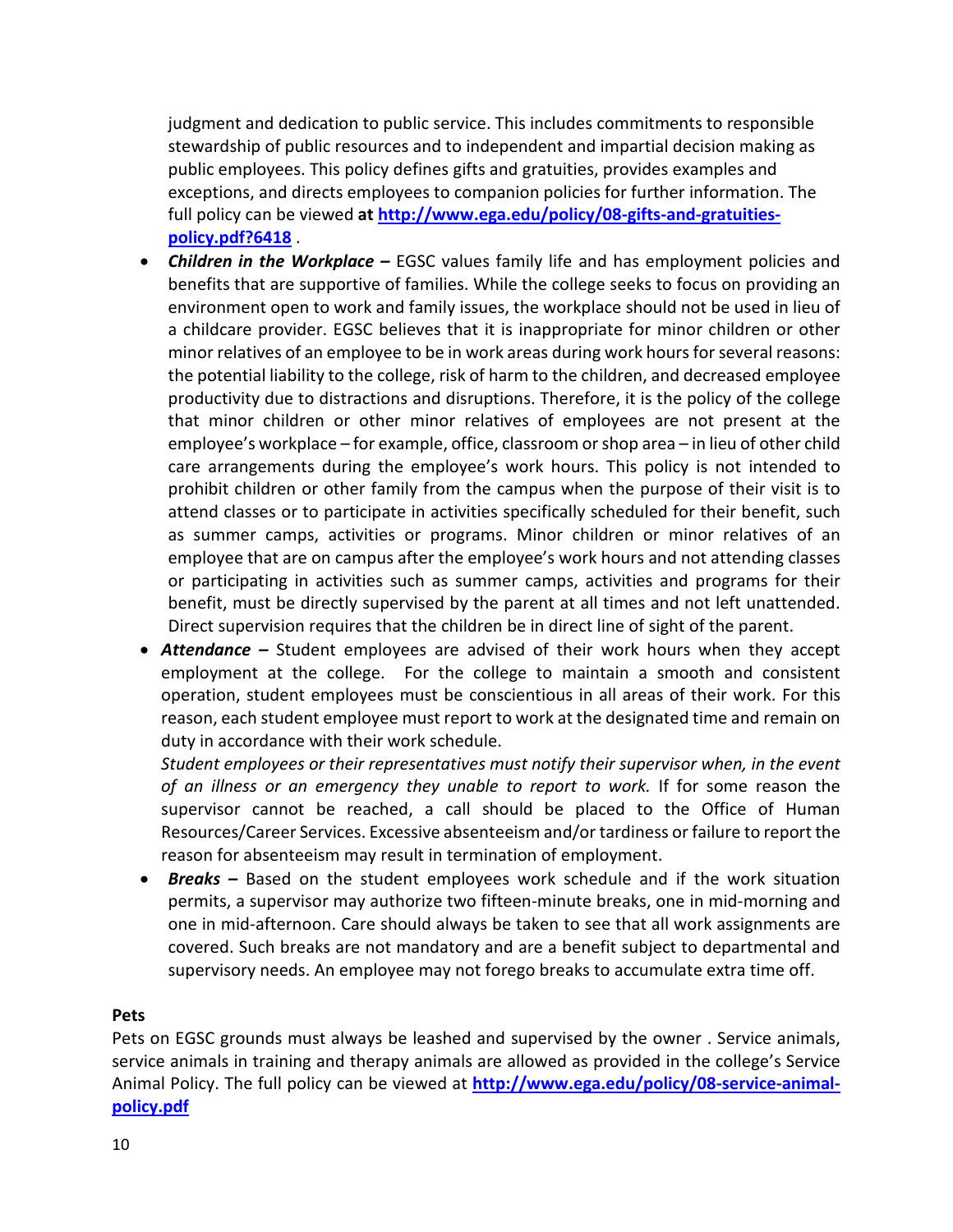judgment and dedication to public service. This includes commitments to responsible stewardship of public resources and to independent and impartial decision making as public employees. This policy defines gifts and gratuities, provides examples and exceptions, and directs employees to companion policies for further information. The full policy can be viewed **at [http://www.ega.edu/policy/08-gifts-and-gratuities-policy.pdf?6418](http://www.ega.edu/policy/08-gifts-and-gratuities-policy.pdf?6418)** .

- ***Children in the Workplace –*** EGSC values family life and has employment policies and benefits that are supportive of families. While the college seeks to focus on providing an environment open to work and family issues, the workplace should not be used in lieu of a childcare provider. EGSC believes that it is inappropriate for minor children or other minor relatives of an employee to be in work areas during work hours for several reasons: the potential liability to the college, risk of harm to the children, and decreased employee productivity due to distractions and disruptions. Therefore, it is the policy of the college that minor children or other minor relatives of employees are not present at the employee's workplace – for example, office, classroom or shop area – in lieu of other child care arrangements during the employee's work hours. This policy is not intended to prohibit children or other family from the campus when the purpose of their visit is to attend classes or to participate in activities specifically scheduled for their benefit, such as summer camps, activities or programs. Minor children or minor relatives of an employee that are on campus after the employee's work hours and not attending classes or participating in activities such as summer camps, activities and programs for their benefit, must be directly supervised by the parent at all times and not left unattended. Direct supervision requires that the children be in direct line of sight of the parent.
- ***Attendance –*** Student employees are advised of their work hours when they accept employment at the college. For the college to maintain a smooth and consistent operation, student employees must be conscientious in all areas of their work. For this reason, each student employee must report to work at the designated time and remain on duty in accordance with their work schedule.
  *Student employees or their representatives must notify their supervisor when, in the event of an illness or an emergency they unable to report to work.* If for some reason the supervisor cannot be reached, a call should be placed to the Office of Human Resources/Career Services. Excessive absenteeism and/or tardiness or failure to report the reason for absenteeism may result in termination of employment.
- ***Breaks –*** Based on the student employees work schedule and if the work situation permits, a supervisor may authorize two fifteen-minute breaks, one in mid-morning and one in mid-afternoon. Care should always be taken to see that all work assignments are covered. Such breaks are not mandatory and are a benefit subject to departmental and supervisory needs. An employee may not forego breaks to accumulate extra time off.

**Pets**

Pets on EGSC grounds must always be leashed and supervised by the owner . Service animals, service animals in training and therapy animals are allowed as provided in the college's Service Animal Policy. The full policy can be viewed at **[http://www.ega.edu/policy/08-service-animal-policy.pdf](http://www.ega.edu/policy/08-service-animal-policy.pdf)**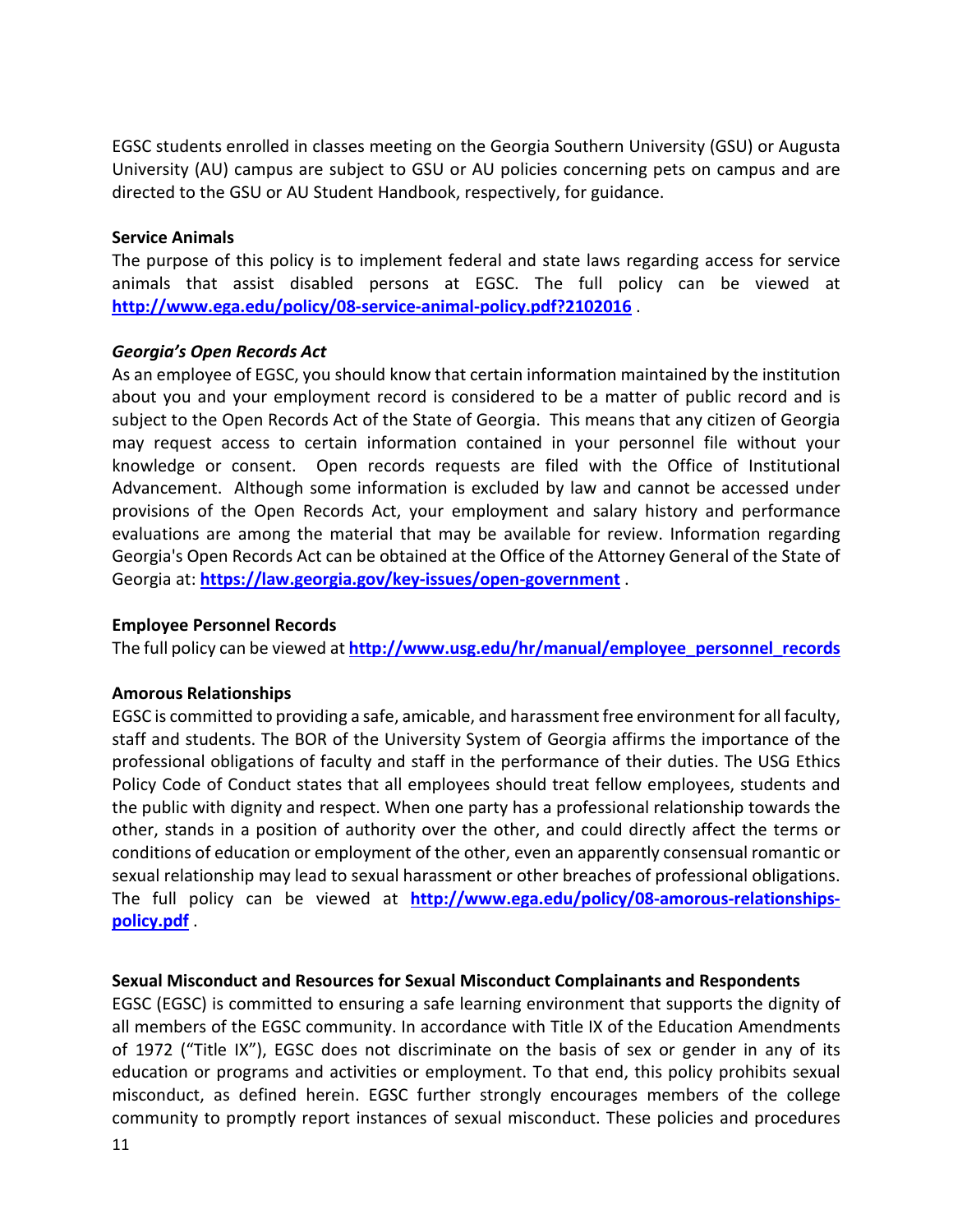EGSC students enrolled in classes meeting on the Georgia Southern University (GSU) or Augusta University (AU) campus are subject to GSU or AU policies concerning pets on campus and are directed to the GSU or AU Student Handbook, respectively, for guidance.

**Service Animals**

The purpose of this policy is to implement federal and state laws regarding access for service animals that assist disabled persons at EGSC. The full policy can be viewed at **http://www.ega.edu/policy/08-service-animal-policy.pdf?2102016** .

***Georgia's Open Records Act***

As an employee of EGSC, you should know that certain information maintained by the institution about you and your employment record is considered to be a matter of public record and is subject to the Open Records Act of the State of Georgia. This means that any citizen of Georgia may request access to certain information contained in your personnel file without your knowledge or consent. Open records requests are filed with the Office of Institutional Advancement. Although some information is excluded by law and cannot be accessed under provisions of the Open Records Act, your employment and salary history and performance evaluations are among the material that may be available for review. Information regarding Georgia's Open Records Act can be obtained at the Office of the Attorney General of the State of Georgia at: **https://law.georgia.gov/key-issues/open-government** .

**Employee Personnel Records**

The full policy can be viewed at **http://www.usg.edu/hr/manual/employee_personnel_records**

**Amorous Relationships**

EGSC is committed to providing a safe, amicable, and harassment free environment for all faculty, staff and students. The BOR of the University System of Georgia affirms the importance of the professional obligations of faculty and staff in the performance of their duties. The USG Ethics Policy Code of Conduct states that all employees should treat fellow employees, students and the public with dignity and respect. When one party has a professional relationship towards the other, stands in a position of authority over the other, and could directly affect the terms or conditions of education or employment of the other, even an apparently consensual romantic or sexual relationship may lead to sexual harassment or other breaches of professional obligations. The full policy can be viewed at **http://www.ega.edu/policy/08-amorous-relationships-policy.pdf** .

**Sexual Misconduct and Resources for Sexual Misconduct Complainants and Respondents**

EGSC (EGSC) is committed to ensuring a safe learning environment that supports the dignity of all members of the EGSC community. In accordance with Title IX of the Education Amendments of 1972 ("Title IX"), EGSC does not discriminate on the basis of sex or gender in any of its education or programs and activities or employment. To that end, this policy prohibits sexual misconduct, as defined herein. EGSC further strongly encourages members of the college community to promptly report instances of sexual misconduct. These policies and procedures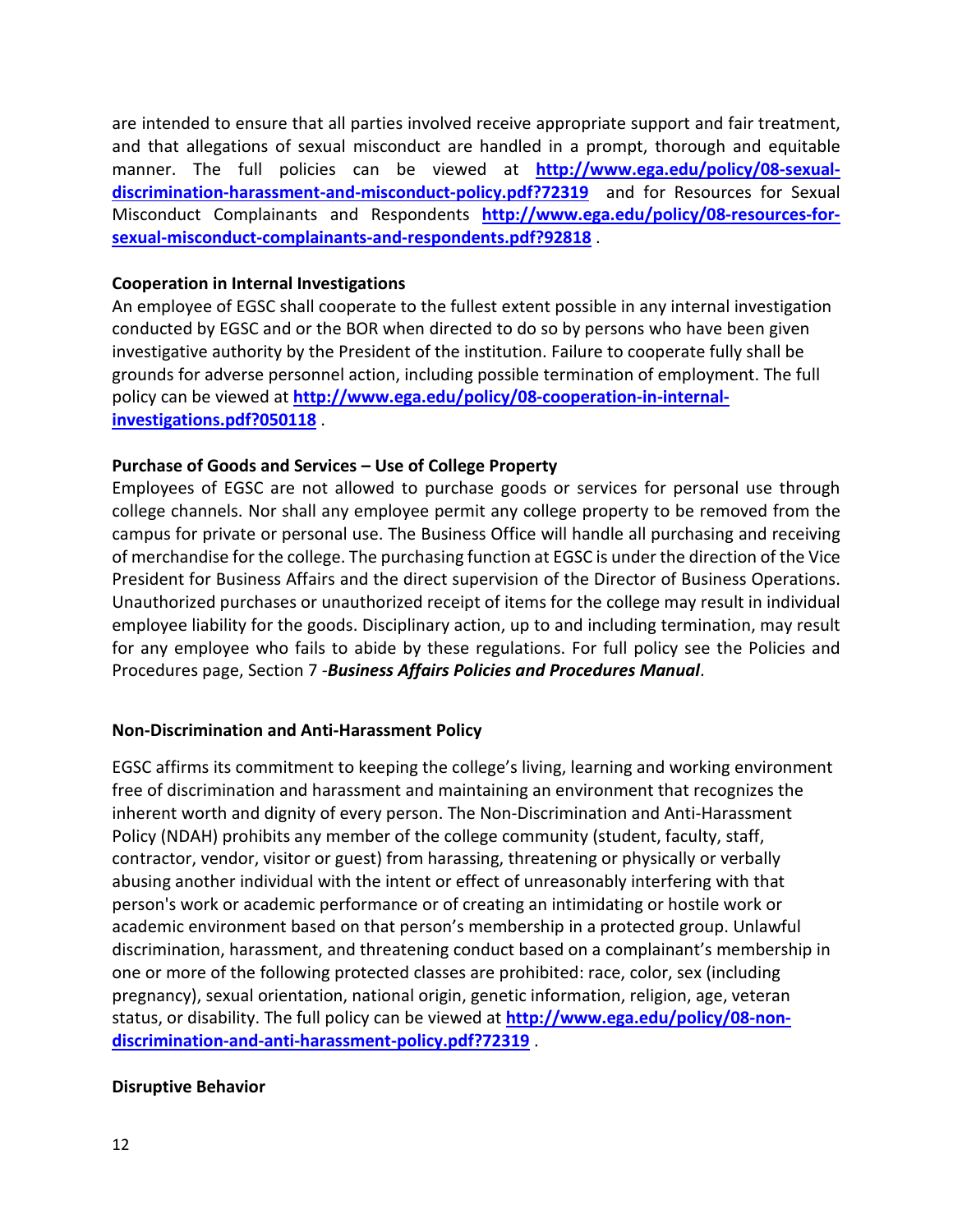are intended to ensure that all parties involved receive appropriate support and fair treatment, and that allegations of sexual misconduct are handled in a prompt, thorough and equitable manner. The full policies can be viewed at **http://www.ega.edu/policy/08-sexual-discrimination-harassment-and-misconduct-policy.pdf?72319** and for Resources for Sexual Misconduct Complainants and Respondents **http://www.ega.edu/policy/08-resources-for-sexual-misconduct-complainants-and-respondents.pdf?92818** .

**Cooperation in Internal Investigations**

An employee of EGSC shall cooperate to the fullest extent possible in any internal investigation conducted by EGSC and or the BOR when directed to do so by persons who have been given investigative authority by the President of the institution. Failure to cooperate fully shall be grounds for adverse personnel action, including possible termination of employment. The full policy can be viewed at **http://www.ega.edu/policy/08-cooperation-in-internal-investigations.pdf?050118** .

**Purchase of Goods and Services – Use of College Property**

Employees of EGSC are not allowed to purchase goods or services for personal use through college channels. Nor shall any employee permit any college property to be removed from the campus for private or personal use. The Business Office will handle all purchasing and receiving of merchandise for the college. The purchasing function at EGSC is under the direction of the Vice President for Business Affairs and the direct supervision of the Director of Business Operations. Unauthorized purchases or unauthorized receipt of items for the college may result in individual employee liability for the goods. Disciplinary action, up to and including termination, may result for any employee who fails to abide by these regulations. For full policy see the Policies and Procedures page, Section 7 -***Business Affairs Policies and Procedures Manual***.

**Non-Discrimination and Anti-Harassment Policy**

EGSC affirms its commitment to keeping the college's living, learning and working environment free of discrimination and harassment and maintaining an environment that recognizes the inherent worth and dignity of every person. The Non-Discrimination and Anti-Harassment Policy (NDAH) prohibits any member of the college community (student, faculty, staff, contractor, vendor, visitor or guest) from harassing, threatening or physically or verbally abusing another individual with the intent or effect of unreasonably interfering with that person's work or academic performance or of creating an intimidating or hostile work or academic environment based on that person's membership in a protected group. Unlawful discrimination, harassment, and threatening conduct based on a complainant's membership in one or more of the following protected classes are prohibited: race, color, sex (including pregnancy), sexual orientation, national origin, genetic information, religion, age, veteran status, or disability. The full policy can be viewed at **http://www.ega.edu/policy/08-non-discrimination-and-anti-harassment-policy.pdf?72319** .

**Disruptive Behavior**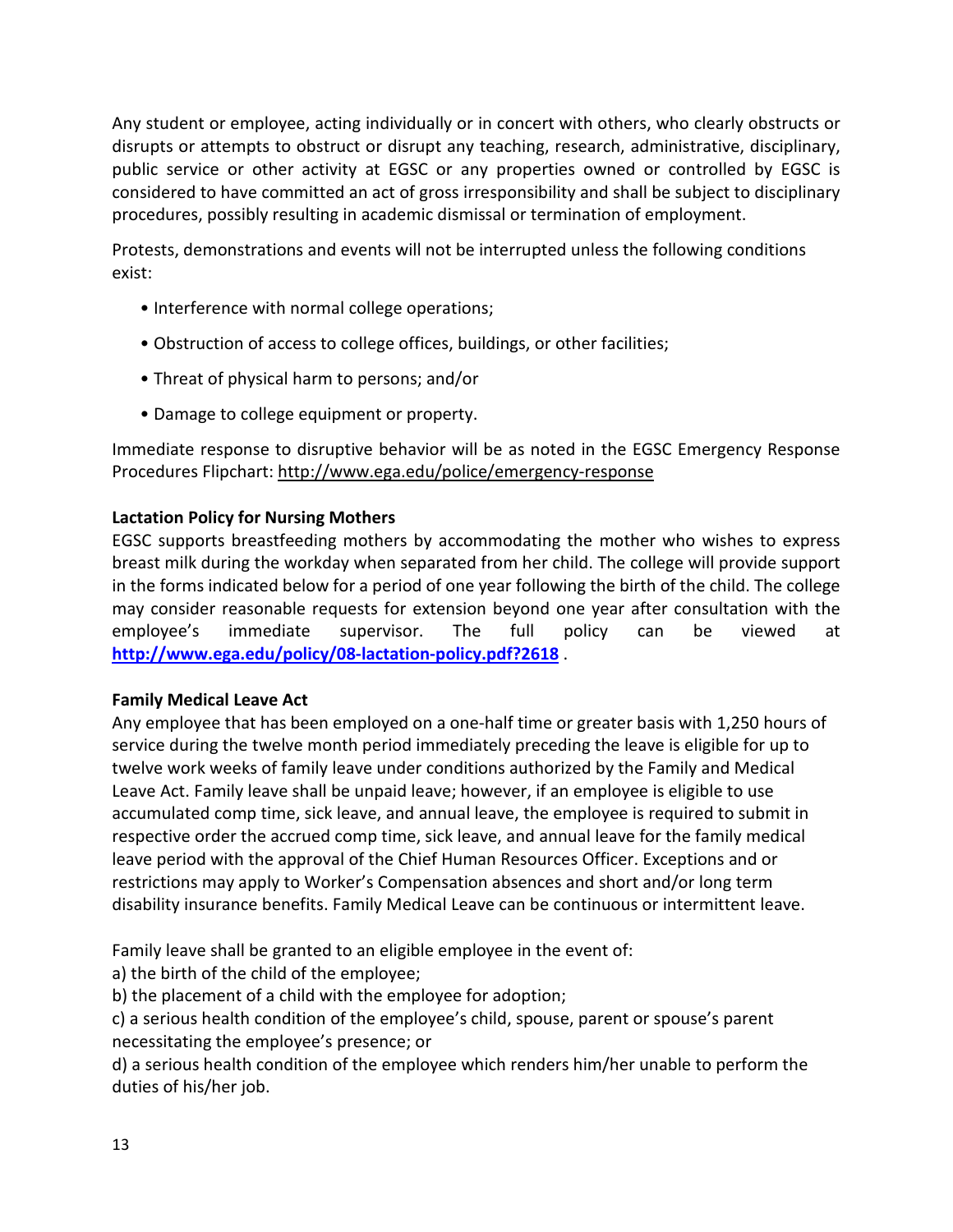Any student or employee, acting individually or in concert with others, who clearly obstructs or disrupts or attempts to obstruct or disrupt any teaching, research, administrative, disciplinary, public service or other activity at EGSC or any properties owned or controlled by EGSC is considered to have committed an act of gross irresponsibility and shall be subject to disciplinary procedures, possibly resulting in academic dismissal or termination of employment.

Protests, demonstrations and events will not be interrupted unless the following conditions exist:

- Interference with normal college operations;
- Obstruction of access to college offices, buildings, or other facilities;
- Threat of physical harm to persons; and/or
- Damage to college equipment or property.

Immediate response to disruptive behavior will be as noted in the EGSC Emergency Response Procedures Flipchart: http://www.ega.edu/police/emergency-response

**Lactation Policy for Nursing Mothers**

EGSC supports breastfeeding mothers by accommodating the mother who wishes to express breast milk during the workday when separated from her child. The college will provide support in the forms indicated below for a period of one year following the birth of the child. The college may consider reasonable requests for extension beyond one year after consultation with the employee's immediate supervisor. The full policy can be viewed at **http://www.ega.edu/policy/08-lactation-policy.pdf?2618** .

**Family Medical Leave Act**

Any employee that has been employed on a one-half time or greater basis with 1,250 hours of service during the twelve month period immediately preceding the leave is eligible for up to twelve work weeks of family leave under conditions authorized by the Family and Medical Leave Act. Family leave shall be unpaid leave; however, if an employee is eligible to use accumulated comp time, sick leave, and annual leave, the employee is required to submit in respective order the accrued comp time, sick leave, and annual leave for the family medical leave period with the approval of the Chief Human Resources Officer. Exceptions and or restrictions may apply to Worker's Compensation absences and short and/or long term disability insurance benefits. Family Medical Leave can be continuous or intermittent leave.

Family leave shall be granted to an eligible employee in the event of:

a) the birth of the child of the employee;
b) the placement of a child with the employee for adoption;
c) a serious health condition of the employee's child, spouse, parent or spouse's parent necessitating the employee's presence; or
d) a serious health condition of the employee which renders him/her unable to perform the duties of his/her job.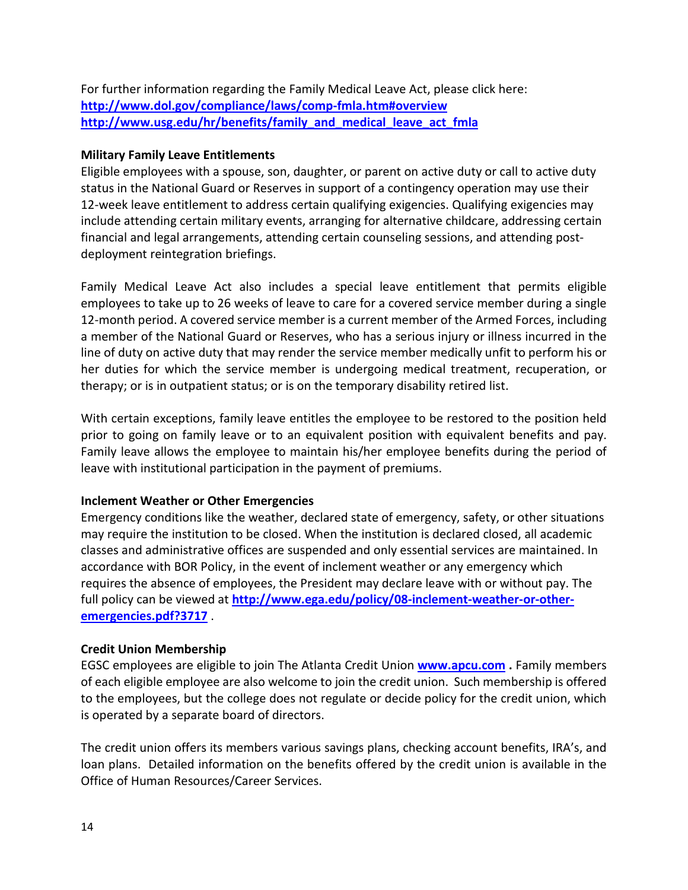For further information regarding the Family Medical Leave Act, please click here:
**http://www.dol.gov/compliance/laws/comp-fmla.htm#overview**
**http://www.usg.edu/hr/benefits/family_and_medical_leave_act_fmla**

**Military Family Leave Entitlements**
Eligible employees with a spouse, son, daughter, or parent on active duty or call to active duty status in the National Guard or Reserves in support of a contingency operation may use their 12-week leave entitlement to address certain qualifying exigencies. Qualifying exigencies may include attending certain military events, arranging for alternative childcare, addressing certain financial and legal arrangements, attending certain counseling sessions, and attending post-deployment reintegration briefings.

Family Medical Leave Act also includes a special leave entitlement that permits eligible employees to take up to 26 weeks of leave to care for a covered service member during a single 12-month period. A covered service member is a current member of the Armed Forces, including a member of the National Guard or Reserves, who has a serious injury or illness incurred in the line of duty on active duty that may render the service member medically unfit to perform his or her duties for which the service member is undergoing medical treatment, recuperation, or therapy; or is in outpatient status; or is on the temporary disability retired list.

With certain exceptions, family leave entitles the employee to be restored to the position held prior to going on family leave or to an equivalent position with equivalent benefits and pay. Family leave allows the employee to maintain his/her employee benefits during the period of leave with institutional participation in the payment of premiums.

**Inclement Weather or Other Emergencies**
Emergency conditions like the weather, declared state of emergency, safety, or other situations may require the institution to be closed. When the institution is declared closed, all academic classes and administrative offices are suspended and only essential services are maintained. In accordance with BOR Policy, in the event of inclement weather or any emergency which requires the absence of employees, the President may declare leave with or without pay. The full policy can be viewed at **http://www.ega.edu/policy/08-inclement-weather-or-other-emergencies.pdf?3717** .

**Credit Union Membership**
EGSC employees are eligible to join The Atlanta Credit Union **www.apcu.com** **.** Family members of each eligible employee are also welcome to join the credit union. Such membership is offered to the employees, but the college does not regulate or decide policy for the credit union, which is operated by a separate board of directors.

The credit union offers its members various savings plans, checking account benefits, IRA's, and loan plans. Detailed information on the benefits offered by the credit union is available in the Office of Human Resources/Career Services.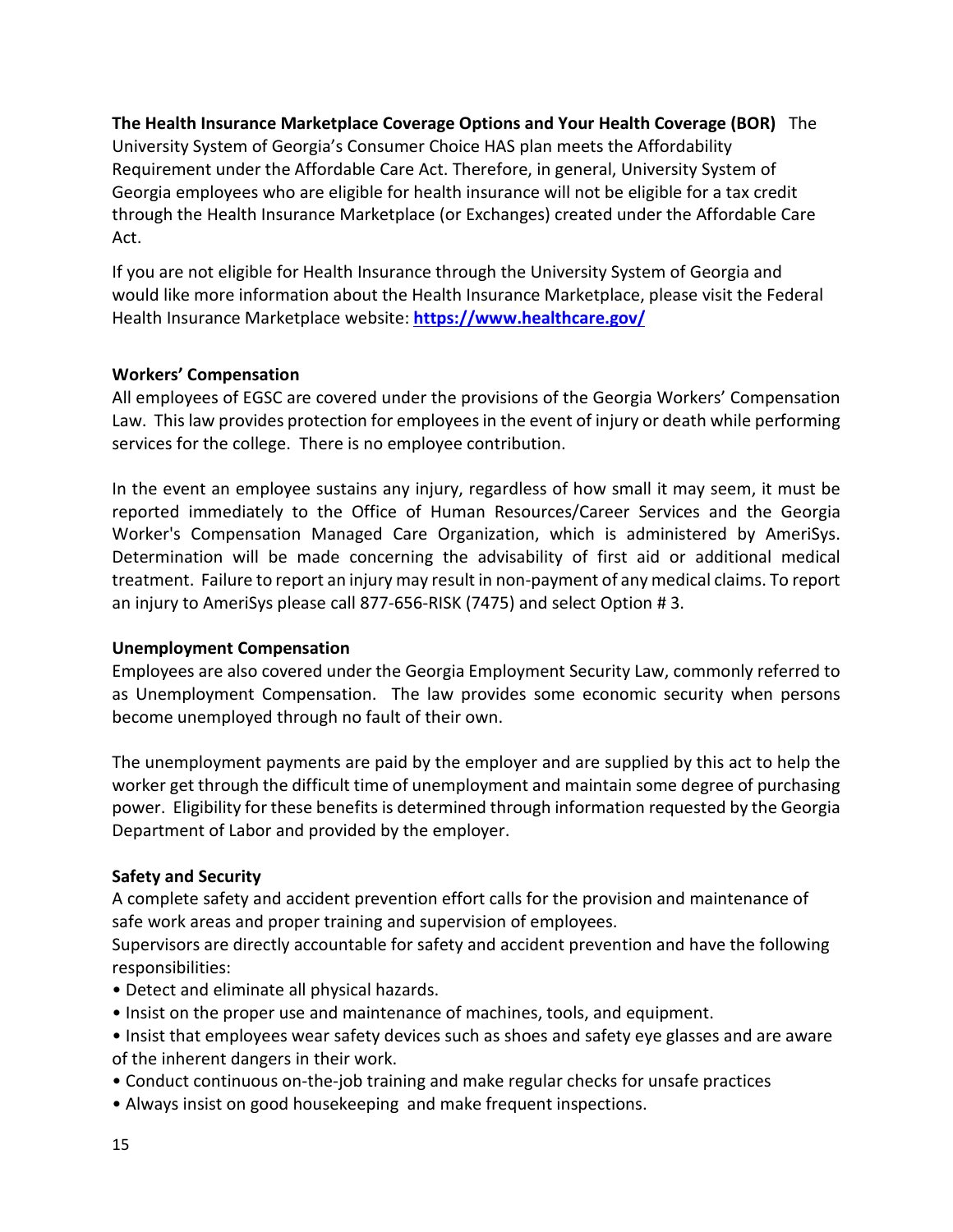**The Health Insurance Marketplace Coverage Options and Your Health Coverage (BOR)** The University System of Georgia's Consumer Choice HAS plan meets the Affordability Requirement under the Affordable Care Act. Therefore, in general, University System of Georgia employees who are eligible for health insurance will not be eligible for a tax credit through the Health Insurance Marketplace (or Exchanges) created under the Affordable Care Act.

If you are not eligible for Health Insurance through the University System of Georgia and would like more information about the Health Insurance Marketplace, please visit the Federal Health Insurance Marketplace website: **https://www.healthcare.gov/**

**Workers' Compensation**

All employees of EGSC are covered under the provisions of the Georgia Workers' Compensation Law. This law provides protection for employees in the event of injury or death while performing services for the college. There is no employee contribution.

In the event an employee sustains any injury, regardless of how small it may seem, it must be reported immediately to the Office of Human Resources/Career Services and the Georgia Worker's Compensation Managed Care Organization, which is administered by AmeriSys. Determination will be made concerning the advisability of first aid or additional medical treatment. Failure to report an injury may result in non-payment of any medical claims. To report an injury to AmeriSys please call 877-656-RISK (7475) and select Option # 3.

**Unemployment Compensation**

Employees are also covered under the Georgia Employment Security Law, commonly referred to as Unemployment Compensation. The law provides some economic security when persons become unemployed through no fault of their own.

The unemployment payments are paid by the employer and are supplied by this act to help the worker get through the difficult time of unemployment and maintain some degree of purchasing power. Eligibility for these benefits is determined through information requested by the Georgia Department of Labor and provided by the employer.

**Safety and Security**

A complete safety and accident prevention effort calls for the provision and maintenance of safe work areas and proper training and supervision of employees.

Supervisors are directly accountable for safety and accident prevention and have the following responsibilities:

- Detect and eliminate all physical hazards.
- Insist on the proper use and maintenance of machines, tools, and equipment.
- Insist that employees wear safety devices such as shoes and safety eye glasses and are aware of the inherent dangers in their work.
- Conduct continuous on-the-job training and make regular checks for unsafe practices
- Always insist on good housekeeping and make frequent inspections.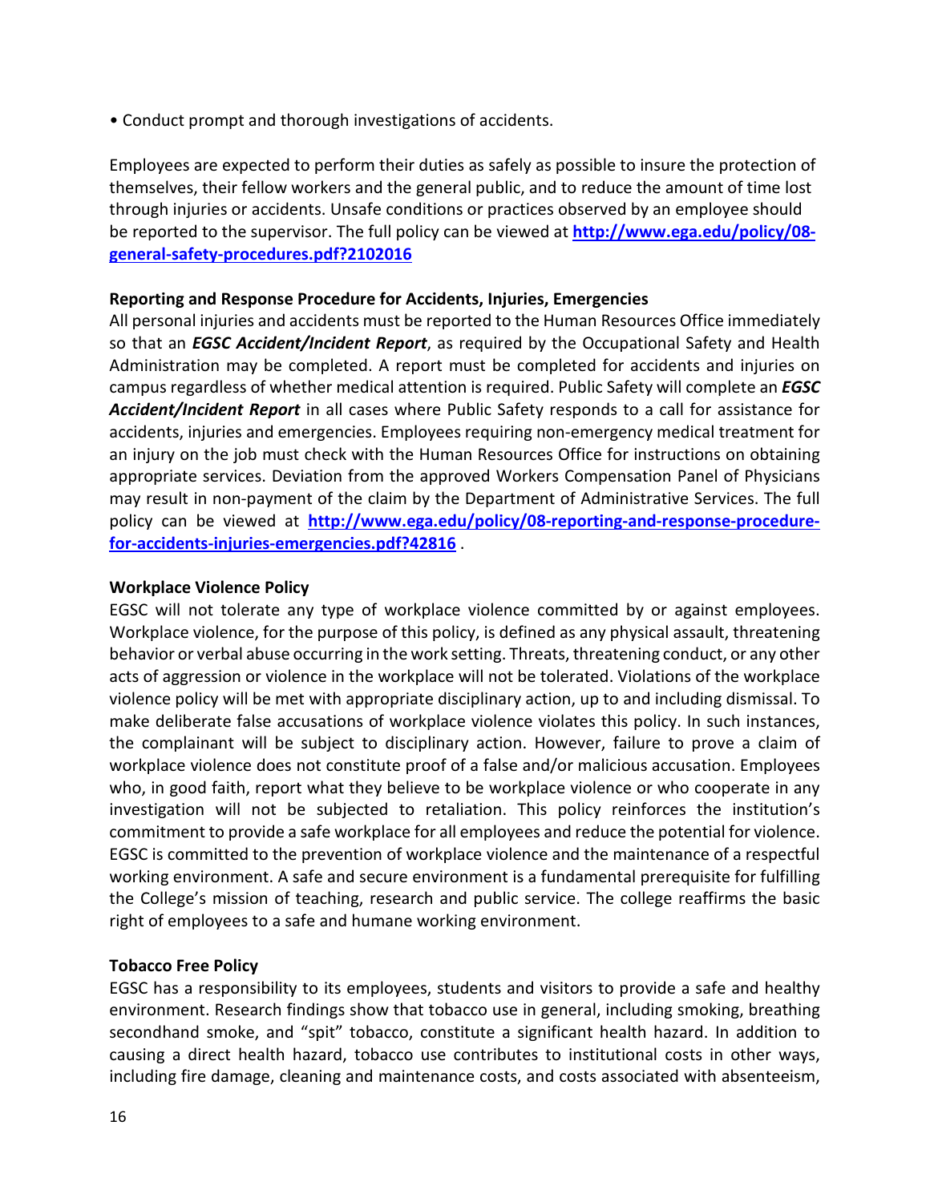- Conduct prompt and thorough investigations of accidents.

Employees are expected to perform their duties as safely as possible to insure the protection of themselves, their fellow workers and the general public, and to reduce the amount of time lost through injuries or accidents. Unsafe conditions or practices observed by an employee should be reported to the supervisor. The full policy can be viewed at **http://www.ega.edu/policy/08-general-safety-procedures.pdf?2102016**

**Reporting and Response Procedure for Accidents, Injuries, Emergencies**

All personal injuries and accidents must be reported to the Human Resources Office immediately so that an ***EGSC Accident/Incident Report***, as required by the Occupational Safety and Health Administration may be completed. A report must be completed for accidents and injuries on campus regardless of whether medical attention is required. Public Safety will complete an ***EGSC Accident/Incident Report*** in all cases where Public Safety responds to a call for assistance for accidents, injuries and emergencies. Employees requiring non-emergency medical treatment for an injury on the job must check with the Human Resources Office for instructions on obtaining appropriate services. Deviation from the approved Workers Compensation Panel of Physicians may result in non-payment of the claim by the Department of Administrative Services. The full policy can be viewed at **http://www.ega.edu/policy/08-reporting-and-response-procedure-for-accidents-injuries-emergencies.pdf?42816** .

**Workplace Violence Policy**

EGSC will not tolerate any type of workplace violence committed by or against employees. Workplace violence, for the purpose of this policy, is defined as any physical assault, threatening behavior or verbal abuse occurring in the work setting. Threats, threatening conduct, or any other acts of aggression or violence in the workplace will not be tolerated. Violations of the workplace violence policy will be met with appropriate disciplinary action, up to and including dismissal. To make deliberate false accusations of workplace violence violates this policy. In such instances, the complainant will be subject to disciplinary action. However, failure to prove a claim of workplace violence does not constitute proof of a false and/or malicious accusation. Employees who, in good faith, report what they believe to be workplace violence or who cooperate in any investigation will not be subjected to retaliation. This policy reinforces the institution's commitment to provide a safe workplace for all employees and reduce the potential for violence. EGSC is committed to the prevention of workplace violence and the maintenance of a respectful working environment. A safe and secure environment is a fundamental prerequisite for fulfilling the College's mission of teaching, research and public service. The college reaffirms the basic right of employees to a safe and humane working environment.

**Tobacco Free Policy**

EGSC has a responsibility to its employees, students and visitors to provide a safe and healthy environment. Research findings show that tobacco use in general, including smoking, breathing secondhand smoke, and "spit" tobacco, constitute a significant health hazard. In addition to causing a direct health hazard, tobacco use contributes to institutional costs in other ways, including fire damage, cleaning and maintenance costs, and costs associated with absenteeism,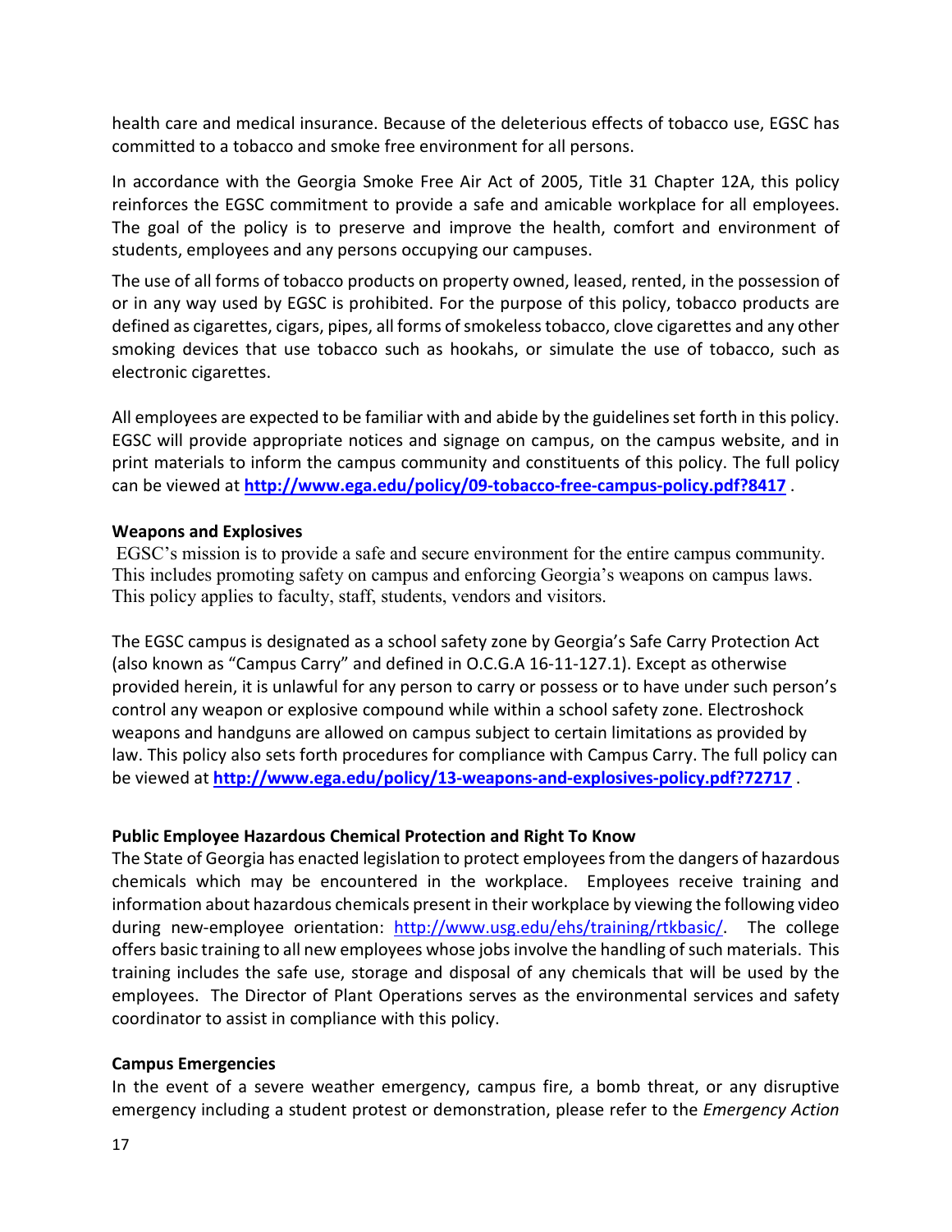health care and medical insurance. Because of the deleterious effects of tobacco use, EGSC has committed to a tobacco and smoke free environment for all persons.

In accordance with the Georgia Smoke Free Air Act of 2005, Title 31 Chapter 12A, this policy reinforces the EGSC commitment to provide a safe and amicable workplace for all employees. The goal of the policy is to preserve and improve the health, comfort and environment of students, employees and any persons occupying our campuses.

The use of all forms of tobacco products on property owned, leased, rented, in the possession of or in any way used by EGSC is prohibited. For the purpose of this policy, tobacco products are defined as cigarettes, cigars, pipes, all forms of smokeless tobacco, clove cigarettes and any other smoking devices that use tobacco such as hookahs, or simulate the use of tobacco, such as electronic cigarettes.

All employees are expected to be familiar with and abide by the guidelines set forth in this policy. EGSC will provide appropriate notices and signage on campus, on the campus website, and in print materials to inform the campus community and constituents of this policy. The full policy can be viewed at **http://www.ega.edu/policy/09-tobacco-free-campus-policy.pdf?8417** .

**Weapons and Explosives**

EGSC's mission is to provide a safe and secure environment for the entire campus community. This includes promoting safety on campus and enforcing Georgia's weapons on campus laws. This policy applies to faculty, staff, students, vendors and visitors.

The EGSC campus is designated as a school safety zone by Georgia's Safe Carry Protection Act (also known as "Campus Carry" and defined in O.C.G.A 16-11-127.1). Except as otherwise provided herein, it is unlawful for any person to carry or possess or to have under such person's control any weapon or explosive compound while within a school safety zone. Electroshock weapons and handguns are allowed on campus subject to certain limitations as provided by law. This policy also sets forth procedures for compliance with Campus Carry. The full policy can be viewed at **http://www.ega.edu/policy/13-weapons-and-explosives-policy.pdf?72717** .

**Public Employee Hazardous Chemical Protection and Right To Know**

The State of Georgia has enacted legislation to protect employees from the dangers of hazardous chemicals which may be encountered in the workplace. Employees receive training and information about hazardous chemicals present in their workplace by viewing the following video during new-employee orientation: http://www.usg.edu/ehs/training/rtkbasic/. The college offers basic training to all new employees whose jobs involve the handling of such materials. This training includes the safe use, storage and disposal of any chemicals that will be used by the employees. The Director of Plant Operations serves as the environmental services and safety coordinator to assist in compliance with this policy.

**Campus Emergencies**

In the event of a severe weather emergency, campus fire, a bomb threat, or any disruptive emergency including a student protest or demonstration, please refer to the *Emergency Action*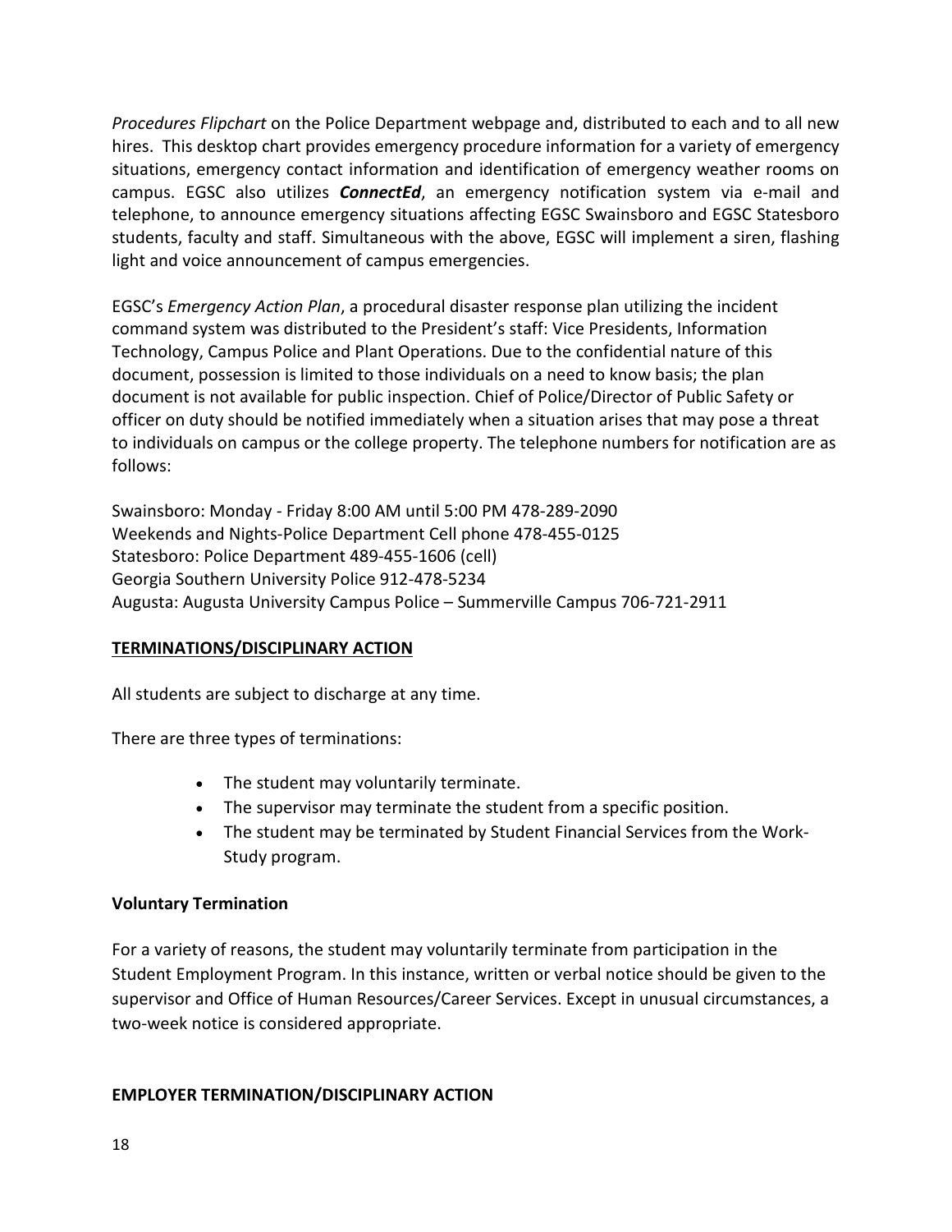*Procedures Flipchart* on the Police Department webpage and, distributed to each and to all new hires. This desktop chart provides emergency procedure information for a variety of emergency situations, emergency contact information and identification of emergency weather rooms on campus. EGSC also utilizes ***ConnectEd***, an emergency notification system via e-mail and telephone, to announce emergency situations affecting EGSC Swainsboro and EGSC Statesboro students, faculty and staff. Simultaneous with the above, EGSC will implement a siren, flashing light and voice announcement of campus emergencies.

EGSC's *Emergency Action Plan*, a procedural disaster response plan utilizing the incident command system was distributed to the President's staff: Vice Presidents, Information Technology, Campus Police and Plant Operations. Due to the confidential nature of this document, possession is limited to those individuals on a need to know basis; the plan document is not available for public inspection. Chief of Police/Director of Public Safety or officer on duty should be notified immediately when a situation arises that may pose a threat to individuals on campus or the college property. The telephone numbers for notification are as follows:

Swainsboro: Monday - Friday 8:00 AM until 5:00 PM 478-289-2090
Weekends and Nights-Police Department Cell phone 478-455-0125
Statesboro: Police Department 489-455-1606 (cell)
Georgia Southern University Police 912-478-5234
Augusta: Augusta University Campus Police – Summerville Campus 706-721-2911

## TERMINATIONS/DISCIPLINARY ACTION

All students are subject to discharge at any time.

There are three types of terminations:

- The student may voluntarily terminate.
- The supervisor may terminate the student from a specific position.
- The student may be terminated by Student Financial Services from the Work-Study program.

### Voluntary Termination

For a variety of reasons, the student may voluntarily terminate from participation in the Student Employment Program. In this instance, written or verbal notice should be given to the supervisor and Office of Human Resources/Career Services. Except in unusual circumstances, a two-week notice is considered appropriate.

### EMPLOYER TERMINATION/DISCIPLINARY ACTION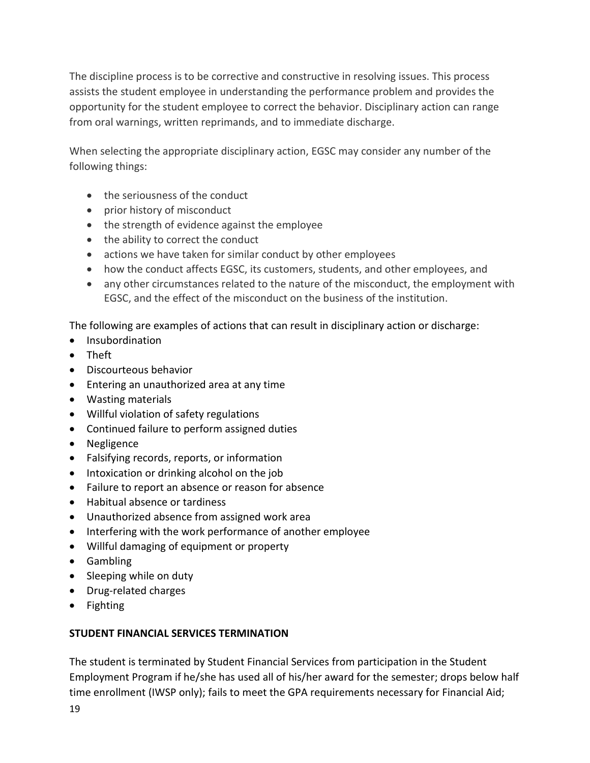The discipline process is to be corrective and constructive in resolving issues. This process assists the student employee in understanding the performance problem and provides the opportunity for the student employee to correct the behavior. Disciplinary action can range from oral warnings, written reprimands, and to immediate discharge.

When selecting the appropriate disciplinary action, EGSC may consider any number of the following things:

- the seriousness of the conduct
- prior history of misconduct
- the strength of evidence against the employee
- the ability to correct the conduct
- actions we have taken for similar conduct by other employees
- how the conduct affects EGSC, its customers, students, and other employees, and
- any other circumstances related to the nature of the misconduct, the employment with EGSC, and the effect of the misconduct on the business of the institution.

The following are examples of actions that can result in disciplinary action or discharge:

- Insubordination
- Theft
- Discourteous behavior
- Entering an unauthorized area at any time
- Wasting materials
- Willful violation of safety regulations
- Continued failure to perform assigned duties
- Negligence
- Falsifying records, reports, or information
- Intoxication or drinking alcohol on the job
- Failure to report an absence or reason for absence
- Habitual absence or tardiness
- Unauthorized absence from assigned work area
- Interfering with the work performance of another employee
- Willful damaging of equipment or property
- Gambling
- Sleeping while on duty
- Drug-related charges
- Fighting

**STUDENT FINANCIAL SERVICES TERMINATION**

The student is terminated by Student Financial Services from participation in the Student Employment Program if he/she has used all of his/her award for the semester; drops below half time enrollment (IWSP only); fails to meet the GPA requirements necessary for Financial Aid;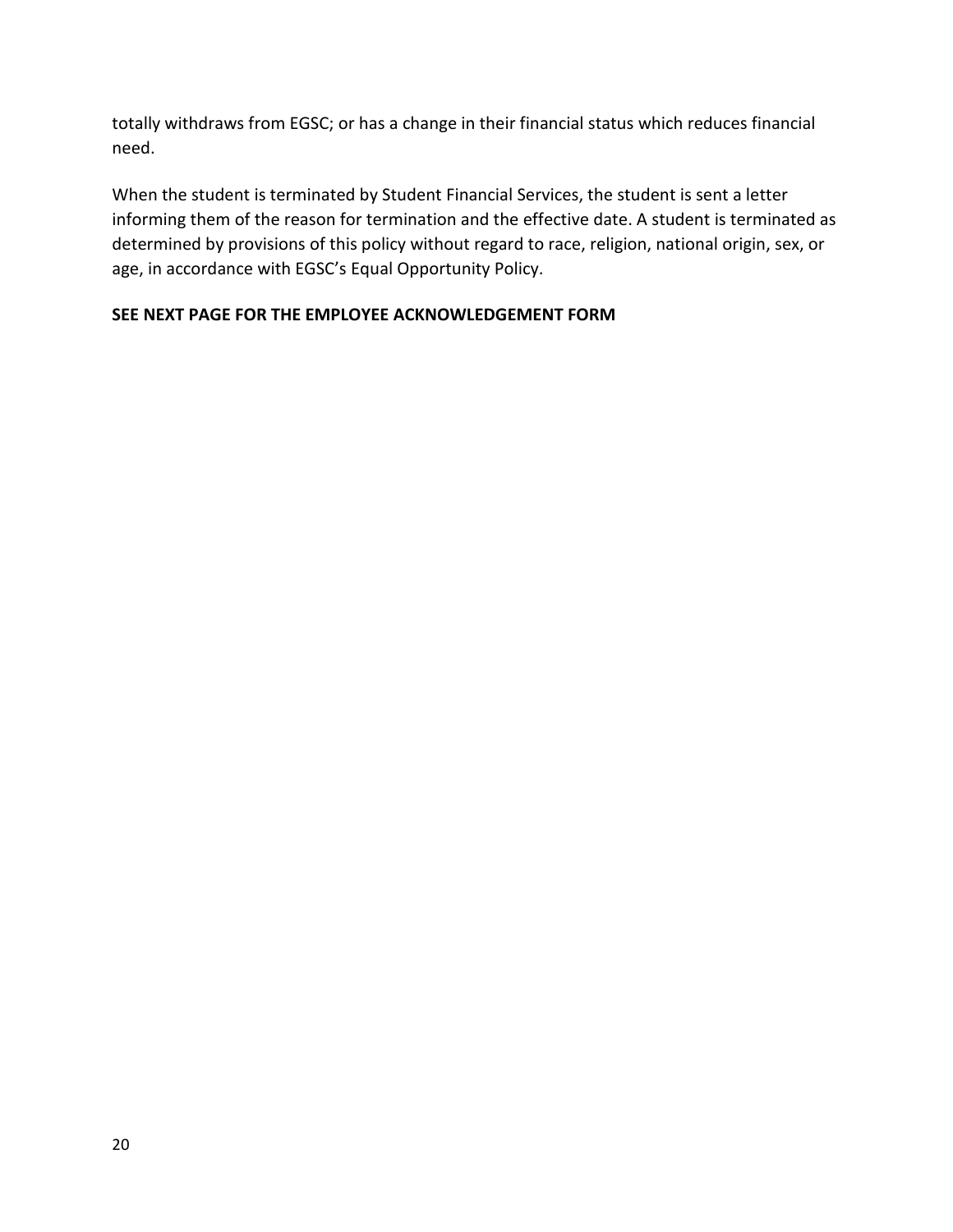totally withdraws from EGSC; or has a change in their financial status which reduces financial need.

When the student is terminated by Student Financial Services, the student is sent a letter informing them of the reason for termination and the effective date. A student is terminated as determined by provisions of this policy without regard to race, religion, national origin, sex, or age, in accordance with EGSC's Equal Opportunity Policy.

**SEE NEXT PAGE FOR THE EMPLOYEE ACKNOWLEDGEMENT FORM**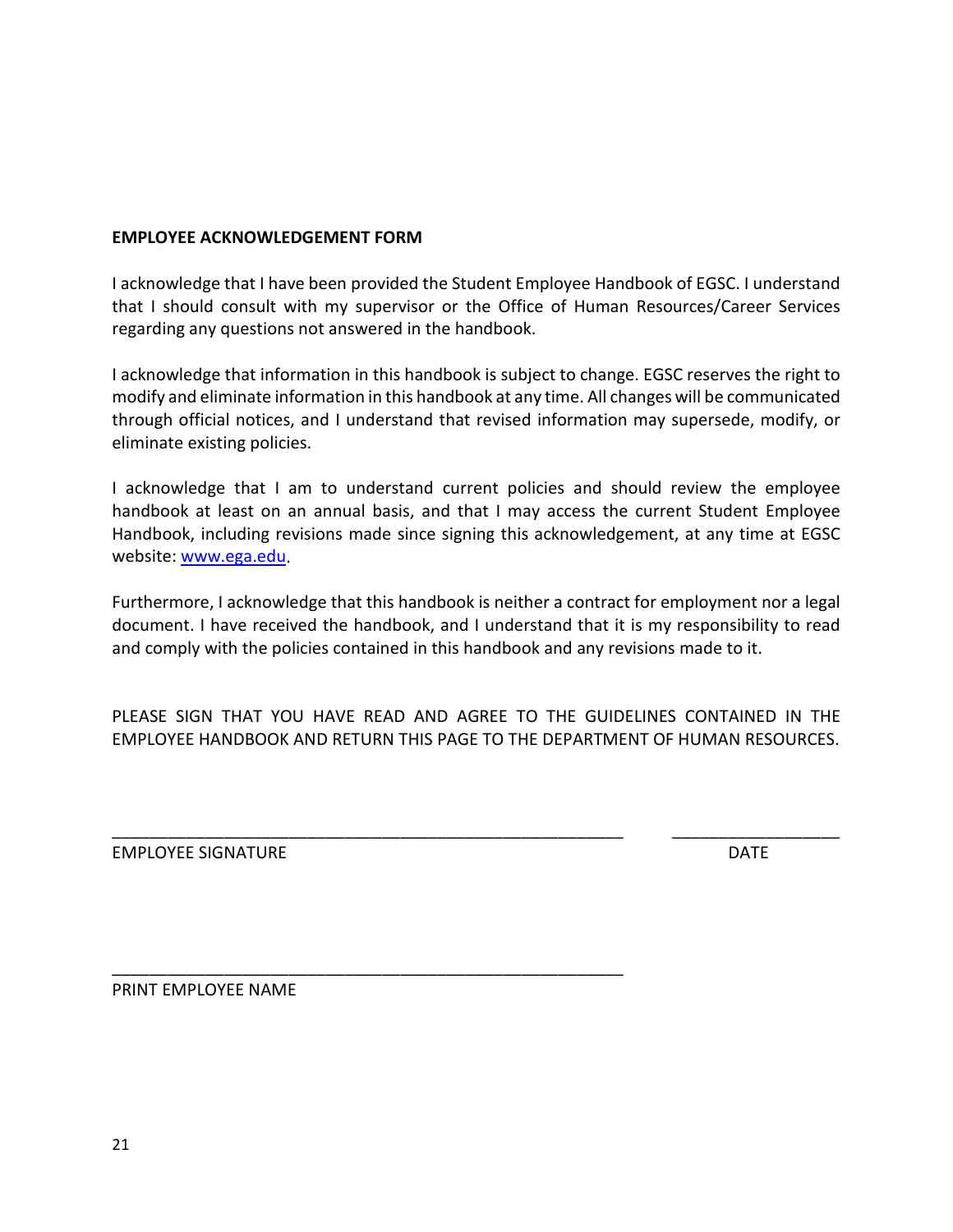**EMPLOYEE ACKNOWLEDGEMENT FORM**

I acknowledge that I have been provided the Student Employee Handbook of EGSC. I understand that I should consult with my supervisor or the Office of Human Resources/Career Services regarding any questions not answered in the handbook.

I acknowledge that information in this handbook is subject to change. EGSC reserves the right to modify and eliminate information in this handbook at any time. All changes will be communicated through official notices, and I understand that revised information may supersede, modify, or eliminate existing policies.

I acknowledge that I am to understand current policies and should review the employee handbook at least on an annual basis, and that I may access the current Student Employee Handbook, including revisions made since signing this acknowledgement, at any time at EGSC website: [www.ega.edu](http://www.ega.edu).

Furthermore, I acknowledge that this handbook is neither a contract for employment nor a legal document. I have received the handbook, and I understand that it is my responsibility to read and comply with the policies contained in this handbook and any revisions made to it.

PLEASE SIGN THAT YOU HAVE READ AND AGREE TO THE GUIDELINES CONTAINED IN THE EMPLOYEE HANDBOOK AND RETURN THIS PAGE TO THE DEPARTMENT OF HUMAN RESOURCES.

\_\_\_\_\_\_\_\_\_\_\_\_\_\_\_\_\_\_\_\_\_\_\_\_\_\_\_\_\_\_\_\_\_\_\_\_\_\_\_\_\_\_\_\_\_\_\_\_\_\_\_\_\_\_ \_\_\_\_\_\_\_\_\_\_\_\_\_\_\_\_\_\_

EMPLOYEE SIGNATURE DATE

\_\_\_\_\_\_\_\_\_\_\_\_\_\_\_\_\_\_\_\_\_\_\_\_\_\_\_\_\_\_\_\_\_\_\_\_\_\_\_\_\_\_\_\_\_\_\_\_\_\_\_\_\_\_

PRINT EMPLOYEE NAME